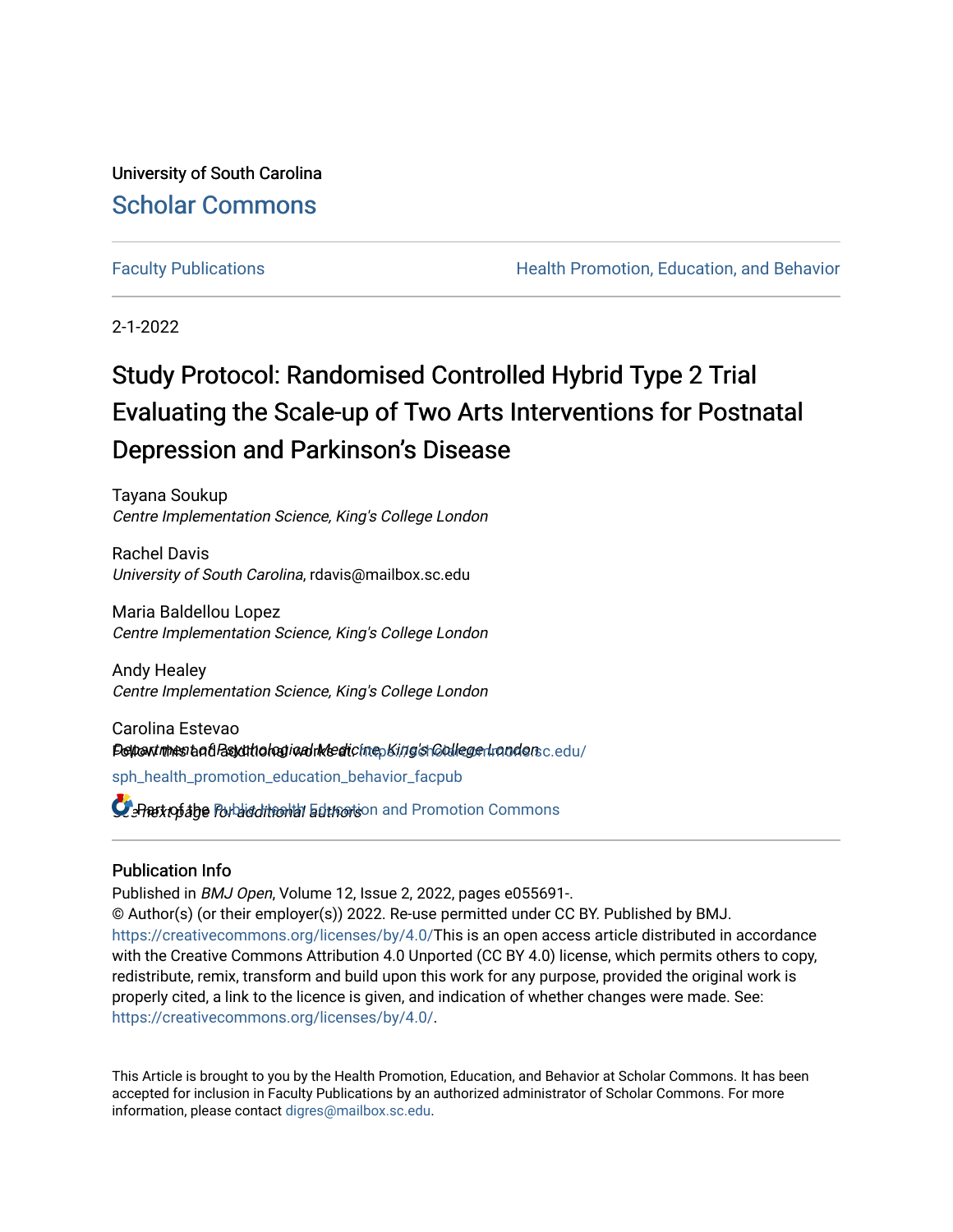University of South Carolina

# Scholar Commons

Faculty Publications | Health Promotion, Education, and Behavior

2-1-2022

# Study Protocol: Randomised Controlled Hybrid Type 2 Trial Evaluating the Scale-up of Two Arts Interventions for Postnatal Depression and Parkinson's Disease

Tayana Soukup
*Centre Implementation Science, King's College London*

Rachel Davis
*University of South Carolina*, rdavis@mailbox.sc.edu

Maria Baldellou Lopez
*Centre Implementation Science, King's College London*

Andy Healey
*Centre Implementation Science, King's College London*

Carolina Estevao
*Department of Psychological Medicine, King's College London*

*See next page for additional authors*

Follow this and additional works at: https://scholarcommons.sc.edu/sph_health_promotion_education_behavior_facpub

Part of the Public Health Education and Promotion Commons

## Publication Info

Published in *BMJ Open*, Volume 12, Issue 2, 2022, pages e055691-.
© Author(s) (or their employer(s)) 2022. Re-use permitted under CC BY. Published by BMJ. https://creativecommons.org/licenses/by/4.0/This is an open access article distributed in accordance with the Creative Commons Attribution 4.0 Unported (CC BY 4.0) license, which permits others to copy, redistribute, remix, transform and build upon this work for any purpose, provided the original work is properly cited, a link to the licence is given, and indication of whether changes were made. See: https://creativecommons.org/licenses/by/4.0/.

This Article is brought to you by the Health Promotion, Education, and Behavior at Scholar Commons. It has been accepted for inclusion in Faculty Publications by an authorized administrator of Scholar Commons. For more information, please contact digres@mailbox.sc.edu.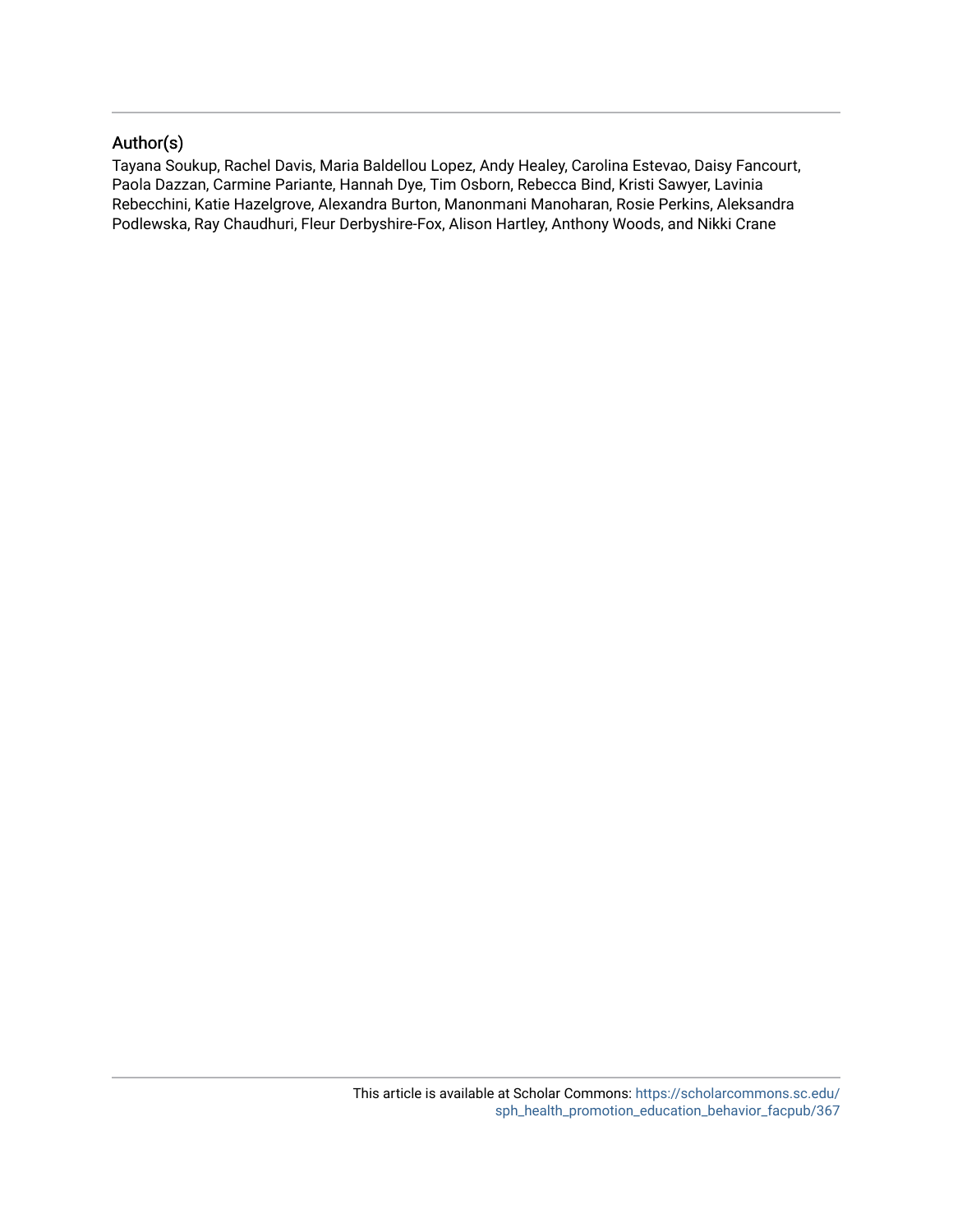## Author(s)

Tayana Soukup, Rachel Davis, Maria Baldellou Lopez, Andy Healey, Carolina Estevao, Daisy Fancourt, Paola Dazzan, Carmine Pariante, Hannah Dye, Tim Osborn, Rebecca Bind, Kristi Sawyer, Lavinia Rebecchini, Katie Hazelgrove, Alexandra Burton, Manonmani Manoharan, Rosie Perkins, Aleksandra Podlewska, Ray Chaudhuri, Fleur Derbyshire-Fox, Alison Hartley, Anthony Woods, and Nikki Crane

This article is available at Scholar Commons: https://scholarcommons.sc.edu/sph_health_promotion_education_behavior_facpub/367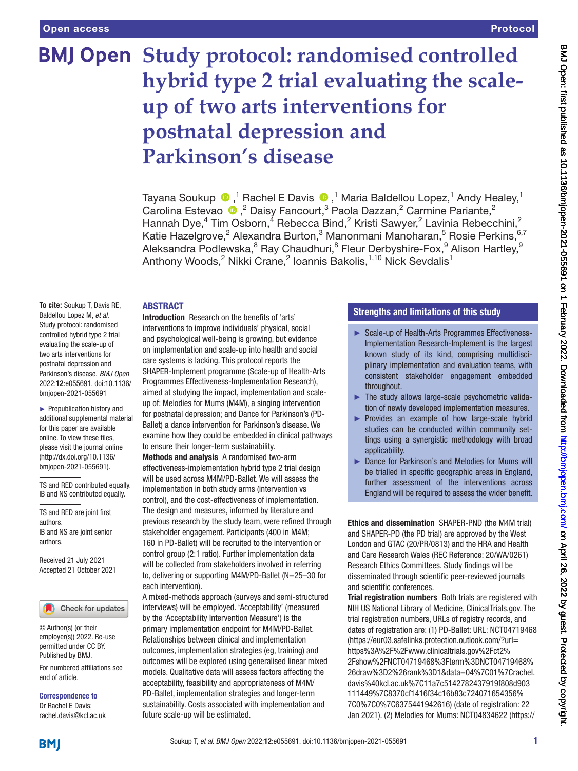# Study protocol: randomised controlled hybrid type 2 trial evaluating the scale-up of two arts interventions for postnatal depression and Parkinson's disease

Tayana Soukup ,[1] Rachel E Davis ,[1] Maria Baldellou Lopez,[1] Andy Healey,[1] Carolina Estevao ,[2] Daisy Fancourt,[3] Paola Dazzan,[2] Carmine Pariante,[2] Hannah Dye,[4] Tim Osborn,[4] Rebecca Bind,[2] Kristi Sawyer,[2] Lavinia Rebecchini,[2] Katie Hazelgrove,[2] Alexandra Burton,[3] Manonmani Manoharan,[5] Rosie Perkins,[6,7] Aleksandra Podlewska,[8] Ray Chaudhuri,[8] Fleur Derbyshire-Fox,[9] Alison Hartley,[9] Anthony Woods,[2] Nikki Crane,[2] Ioannis Bakolis,[1,10] Nick Sevdalis[1]

**To cite:** Soukup T, Davis RE, Baldellou Lopez M, *et al*. Study protocol: randomised controlled hybrid type 2 trial evaluating the scale-up of two arts interventions for postnatal depression and Parkinson's disease. *BMJ Open* 2022;**12**:e055691. doi:10.1136/bmjopen-2021-055691

► Prepublication history and additional supplemental material for this paper are available online. To view these files, please visit the journal online (http://dx.doi.org/10.1136/bmjopen-2021-055691).

TS and RED contributed equally. IB and NS contributed equally.

TS and RED are joint first authors.
IB and NS are joint senior authors.

Received 21 July 2021
Accepted 21 October 2021

© Author(s) (or their employer(s)) 2022. Re-use permitted under CC BY. Published by BMJ.

For numbered affiliations see end of article.

**Correspondence to**
Dr Rachel E Davis;
rachel.davis@kcl.ac.uk

## ABSTRACT

**Introduction** Research on the benefits of 'arts' interventions to improve individuals' physical, social and psychological well-being is growing, but evidence on implementation and scale-up into health and social care systems is lacking. This protocol reports the SHAPER-Implement programme (Scale-up of Health-Arts Programmes Effectiveness-Implementation Research), aimed at studying the impact, implementation and scale-up of: Melodies for Mums (M4M), a singing intervention for postnatal depression; and Dance for Parkinson's (PD-Ballet) a dance intervention for Parkinson's disease. We examine how they could be embedded in clinical pathways to ensure their longer-term sustainability.

**Methods and analysis** A randomised two-arm effectiveness-implementation hybrid type 2 trial design will be used across M4M/PD-Ballet. We will assess the implementation in both study arms (intervention vs control), and the cost-effectiveness of implementation. The design and measures, informed by literature and previous research by the study team, were refined through stakeholder engagement. Participants (400 in M4M; 160 in PD-Ballet) will be recruited to the intervention or control group (2:1 ratio). Further implementation data will be collected from stakeholders involved in referring to, delivering or supporting M4M/PD-Ballet (N=25–30 for each intervention).

A mixed-methods approach (surveys and semi-structured interviews) will be employed. 'Acceptability' (measured by the 'Acceptability Intervention Measure') is the primary implementation endpoint for M4M/PD-Ballet. Relationships between clinical and implementation outcomes, implementation strategies (eg, training) and outcomes will be explored using generalised linear mixed models. Qualitative data will assess factors affecting the acceptability, feasibility and appropriateness of M4M/PD-Ballet, implementation strategies and longer-term sustainability. Costs associated with implementation and future scale-up will be estimated.

## Strengths and limitations of this study

► Scale-up of Health-Arts Programmes Effectiveness-Implementation Research-Implement is the largest known study of its kind, comprising multidisciplinary implementation and evaluation teams, with consistent stakeholder engagement embedded throughout.

► The study allows large-scale psychometric validation of newly developed implementation measures.

► Provides an example of how large-scale hybrid studies can be conducted within community settings using a synergistic methodology with broad applicability.

► Dance for Parkinson's and Melodies for Mums will be trialled in specific geographic areas in England, further assessment of the interventions across England will be required to assess the wider benefit.

**Ethics and dissemination** SHAPER-PND (the M4M trial) and SHAPER-PD (the PD trial) are approved by the West London and GTAC (20/PR/0813) and the HRA and Health and Care Research Wales (REC Reference: 20/WA/0261) Research Ethics Committees. Study findings will be disseminated through scientific peer-reviewed journals and scientific conferences.

**Trial registration numbers** Both trials are registered with NIH US National Library of Medicine, ClinicalTrials.gov. The trial registration numbers, URLs of registry records, and dates of registration are: (1) PD-Ballet: URL: NCT04719468 (https://eur03.safelinks.protection.outlook.com/?url=https%3A%2F%2Fwww.clinicaltrials.gov%2Fct2%2Fshow%2FNCT04719468%3Fterm%3DNCT04719468%26draw%3D2%26rank%3D1&data=04%7C01%7Crachel.davis%40kcl.ac.uk%7C11a7c5142782437919f808d903111449%7C8370cf1416f34c16b83c724071654356%7C0%7C0%7C6375441942616) (date of registration: 22 Jan 2021). (2) Melodies for Mums: NCT04834622 (https://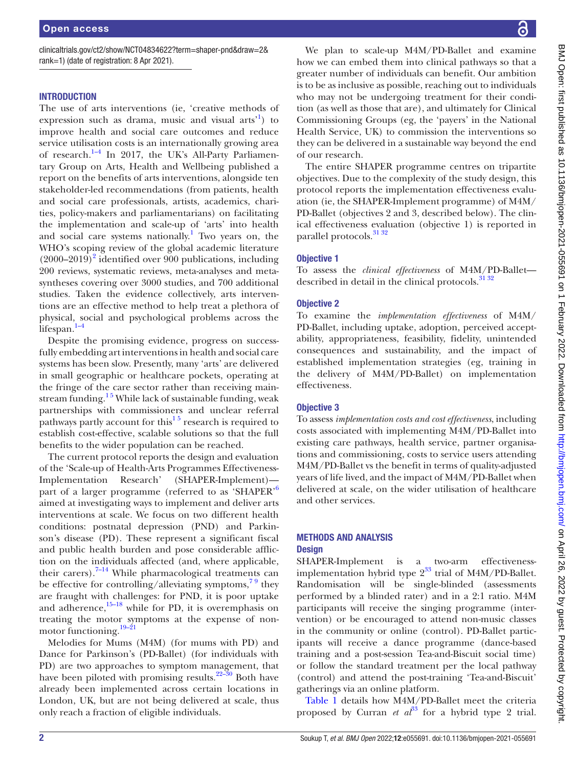clinicaltrials.gov/ct2/show/NCT04834622?term=shaper-pnd&draw=2&rank=1) (date of registration: 8 Apr 2021).

## INTRODUCTION

The use of arts interventions (ie, 'creative methods of expression such as drama, music and visual arts'[1]) to improve health and social care outcomes and reduce service utilisation costs is an internationally growing area of research.[1–4] In 2017, the UK's All-Party Parliamentary Group on Arts, Health and Wellbeing published a report on the benefits of arts interventions, alongside ten stakeholder-led recommendations (from patients, health and social care professionals, artists, academics, charities, policy-makers and parliamentarians) on facilitating the implementation and scale-up of 'arts' into health and social care systems nationally.[1] Two years on, the WHO's scoping review of the global academic literature (2000–2019)[2] identified over 900 publications, including 200 reviews, systematic reviews, meta-analyses and meta-syntheses covering over 3000 studies, and 700 additional studies. Taken the evidence collectively, arts interventions are an effective method to help treat a plethora of physical, social and psychological problems across the lifespan.[1–4]

Despite the promising evidence, progress on successfully embedding art interventions in health and social care systems has been slow. Presently, many 'arts' are delivered in small geographic or healthcare pockets, operating at the fringe of the care sector rather than receiving mainstream funding.[1 5] While lack of sustainable funding, weak partnerships with commissioners and unclear referral pathways partly account for this[1 5] research is required to establish cost-effective, scalable solutions so that the full benefits to the wider population can be reached.

The current protocol reports the design and evaluation of the 'Scale-up of Health-Arts Programmes Effectiveness-Implementation Research' (SHAPER-Implement)—part of a larger programme (referred to as 'SHAPER'[6] aimed at investigating ways to implement and deliver arts interventions at scale. We focus on two different health conditions: postnatal depression (PND) and Parkinson's disease (PD). These represent a significant fiscal and public health burden and pose considerable affliction on the individuals affected (and, where applicable, their carers).[7–14] While pharmacological treatments can be effective for controlling/alleviating symptoms,[7 9] they are fraught with challenges: for PND, it is poor uptake and adherence,[15–18] while for PD, it is overemphasis on treating the motor symptoms at the expense of non-motor functioning.[19–21]

Melodies for Mums (M4M) (for mums with PD) and Dance for Parkinson's (PD-Ballet) (for individuals with PD) are two approaches to symptom management, that have been piloted with promising results.[22–30] Both have already been implemented across certain locations in London, UK, but are not being delivered at scale, thus only reach a fraction of eligible individuals.

We plan to scale-up M4M/PD-Ballet and examine how we can embed them into clinical pathways so that a greater number of individuals can benefit. Our ambition is to be as inclusive as possible, reaching out to individuals who may not be undergoing treatment for their condition (as well as those that are), and ultimately for Clinical Commissioning Groups (eg, the 'payers' in the National Health Service, UK) to commission the interventions so they can be delivered in a sustainable way beyond the end of our research.

The entire SHAPER programme centres on tripartite objectives. Due to the complexity of the study design, this protocol reports the implementation effectiveness evaluation (ie, the SHAPER-Implement programme) of M4M/PD-Ballet (objectives 2 and 3, described below). The clinical effectiveness evaluation (objective 1) is reported in parallel protocols.[31 32]

### Objective 1

To assess the *clinical effectiveness* of M4M/PD-Ballet—described in detail in the clinical protocols.[31 32]

### Objective 2

To examine the *implementation effectiveness* of M4M/PD-Ballet, including uptake, adoption, perceived acceptability, appropriateness, feasibility, fidelity, unintended consequences and sustainability, and the impact of established implementation strategies (eg, training in the delivery of M4M/PD-Ballet) on implementation effectiveness.

### Objective 3

To assess *implementation costs and cost effectiveness*, including costs associated with implementing M4M/PD-Ballet into existing care pathways, health service, partner organisations and commissioning, costs to service users attending M4M/PD-Ballet vs the benefit in terms of quality-adjusted years of life lived, and the impact of M4M/PD-Ballet when delivered at scale, on the wider utilisation of healthcare and other services.

## METHODS AND ANALYSIS

### Design

SHAPER-Implement is a two-arm effectiveness-implementation hybrid type 2[33] trial of M4M/PD-Ballet. Randomisation will be single-blinded (assessments performed by a blinded rater) and in a 2:1 ratio. M4M participants will receive the singing programme (intervention) or be encouraged to attend non-music classes in the community or online (control). PD-Ballet participants will receive a dance programme (dance-based training and a post-session Tea-and-Biscuit social time) or follow the standard treatment per the local pathway (control) and attend the post-training 'Tea-and-Biscuit' gatherings via an online platform.

Table 1 details how M4M/PD-Ballet meet the criteria proposed by Curran *et al*[33] for a hybrid type 2 trial.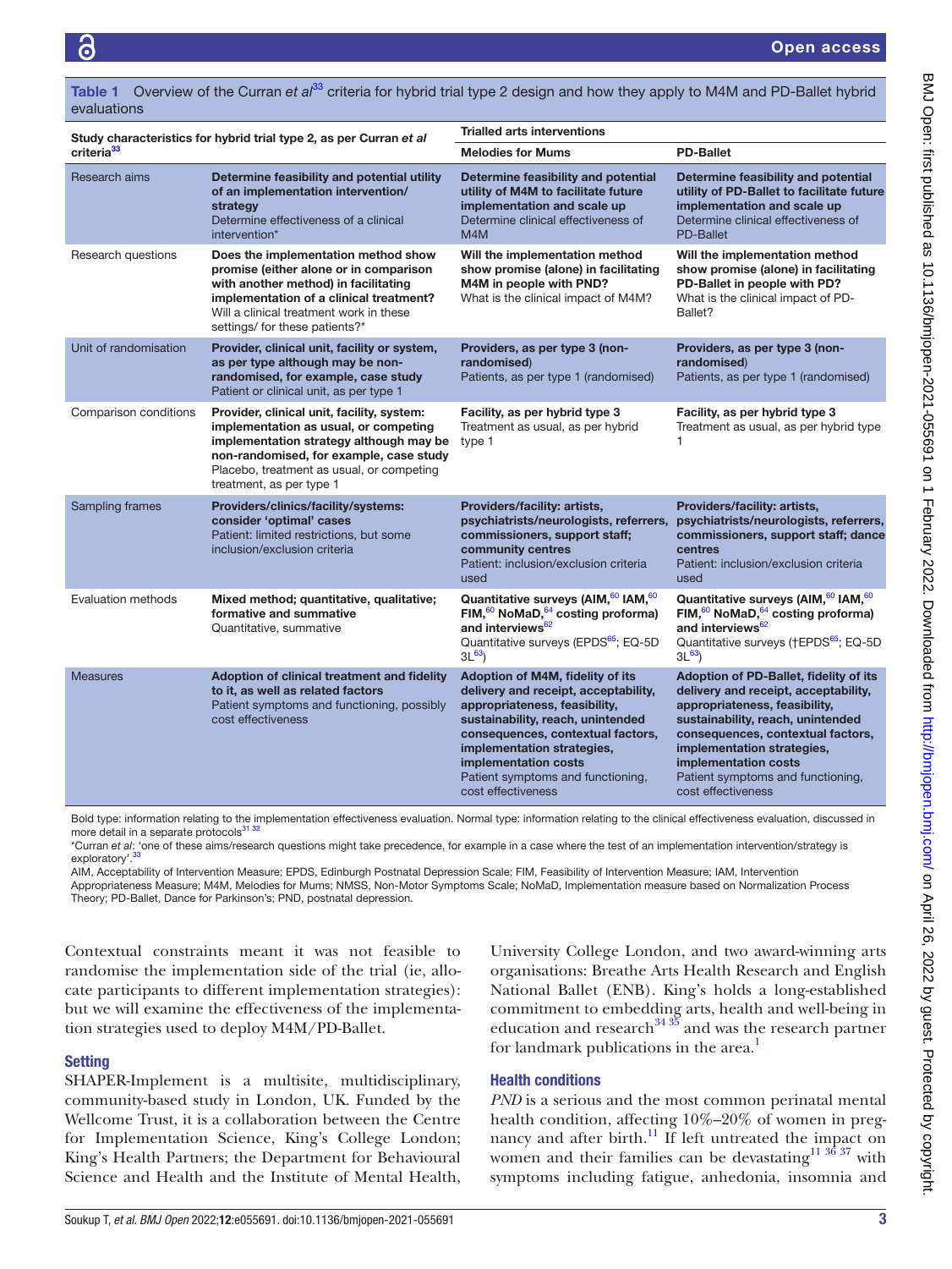**Table 1** Overview of the Curran *et al*[33] criteria for hybrid trial type 2 design and how they apply to M4M and PD-Ballet hybrid evaluations

| Study characteristics for hybrid trial type 2, as per Curran *et al* criteria[33] | | Trialled arts interventions | |
|---|---|---|---|
| | | **Melodies for Mums** | **PD-Ballet** |
| Research aims | **Determine feasibility and potential utility of an implementation intervention/ strategy**<br>Determine effectiveness of a clinical intervention* | **Determine feasibility and potential utility of M4M to facilitate future implementation and scale up**<br>Determine clinical effectiveness of M4M | **Determine feasibility and potential utility of PD-Ballet to facilitate future implementation and scale up**<br>Determine clinical effectiveness of PD-Ballet |
| Research questions | **Does the implementation method show promise (either alone or in comparison with another method) in facilitating implementation of a clinical treatment?**<br>Will a clinical treatment work in these settings/ for these patients?* | **Will the implementation method show promise (alone) in facilitating M4M in people with PND?**<br>What is the clinical impact of M4M? | **Will the implementation method show promise (alone) in facilitating PD-Ballet in people with PD?**<br>What is the clinical impact of PD-Ballet? |
| Unit of randomisation | **Provider, clinical unit, facility or system, as per type although may be non-randomised, for example, case study**<br>Patient or clinical unit, as per type 1 | **Providers, as per type 3 (non-randomised)**<br>Patients, as per type 1 (randomised) | **Providers, as per type 3 (non-randomised)**<br>Patients, as per type 1 (randomised) |
| Comparison conditions | **Provider, clinical unit, facility, system: implementation as usual, or competing implementation strategy although may be non-randomised, for example, case study**<br>Placebo, treatment as usual, or competing treatment, as per type 1 | **Facility, as per hybrid type 3**<br>Treatment as usual, as per hybrid type 1 | **Facility, as per hybrid type 3**<br>Treatment as usual, as per hybrid type 1 |
| Sampling frames | **Providers/clinics/facility/systems: consider 'optimal' cases**<br>Patient: limited restrictions, but some inclusion/exclusion criteria | **Providers/facility: artists, psychiatrists/neurologists, referrers, commissioners, support staff; community centres**<br>Patient: inclusion/exclusion criteria used | **Providers/facility: artists, psychiatrists/neurologists, referrers, commissioners, support staff; dance centres**<br>Patient: inclusion/exclusion criteria used |
| Evaluation methods | **Mixed method; quantitative, qualitative; formative and summative**<br>Quantitative, summative | **Quantitative surveys (AIM,[60] IAM,[60] FIM,[60] NoMaD,[64] costing proforma) and interviews[62]**<br>Quantitative surveys (EPDS[65]; EQ-5D 3L[63]) | **Quantitative surveys (AIM,[60] IAM,[60] FIM,[60] NoMaD,[64] costing proforma) and interviews[62]**<br>Quantitative surveys (†EPDS[65]; EQ-5D 3L[63]) |
| Measures | **Adoption of clinical treatment and fidelity to it, as well as related factors**<br>Patient symptoms and functioning, possibly cost effectiveness | **Adoption of M4M, fidelity of its delivery and receipt, acceptability, appropriateness, feasibility, sustainability, reach, unintended consequences, contextual factors, implementation strategies, implementation costs**<br>Patient symptoms and functioning, cost effectiveness | **Adoption of PD-Ballet, fidelity of its delivery and receipt, acceptability, appropriateness, feasibility, sustainability, reach, unintended consequences, contextual factors, implementation strategies, implementation costs**<br>Patient symptoms and functioning, cost effectiveness |

Bold type: information relating to the implementation effectiveness evaluation. Normal type: information relating to the clinical effectiveness evaluation, discussed in more detail in a separate protocols[31 32]

*Curran *et al*: 'one of these aims/research questions might take precedence, for example in a case where the test of an implementation intervention/strategy is exploratory'.[33]

AIM, Acceptability of Intervention Measure; EPDS, Edinburgh Postnatal Depression Scale; FIM, Feasibility of Intervention Measure; IAM, Intervention Appropriateness Measure; M4M, Melodies for Mums; NMSS, Non-Motor Symptoms Scale; NoMaD, Implementation measure based on Normalization Process Theory; PD-Ballet, Dance for Parkinson's; PND, postnatal depression.

Contextual constraints meant it was not feasible to randomise the implementation side of the trial (ie, allocate participants to different implementation strategies): but we will examine the effectiveness of the implementation strategies used to deploy M4M/PD-Ballet.

## Setting

SHAPER-Implement is a multisite, multidisciplinary, community-based study in London, UK. Funded by the Wellcome Trust, it is a collaboration between the Centre for Implementation Science, King's College London; King's Health Partners; the Department for Behavioural Science and Health and the Institute of Mental Health, University College London, and two award-winning arts organisations: Breathe Arts Health Research and English National Ballet (ENB). King's holds a long-established commitment to embedding arts, health and well-being in education and research[34 35] and was the research partner for landmark publications in the area.[1]

## Health conditions

*PND* is a serious and the most common perinatal mental health condition, affecting 10%–20% of women in pregnancy and after birth.[11] If left untreated the impact on women and their families can be devastating[11 36 37] with symptoms including fatigue, anhedonia, insomnia and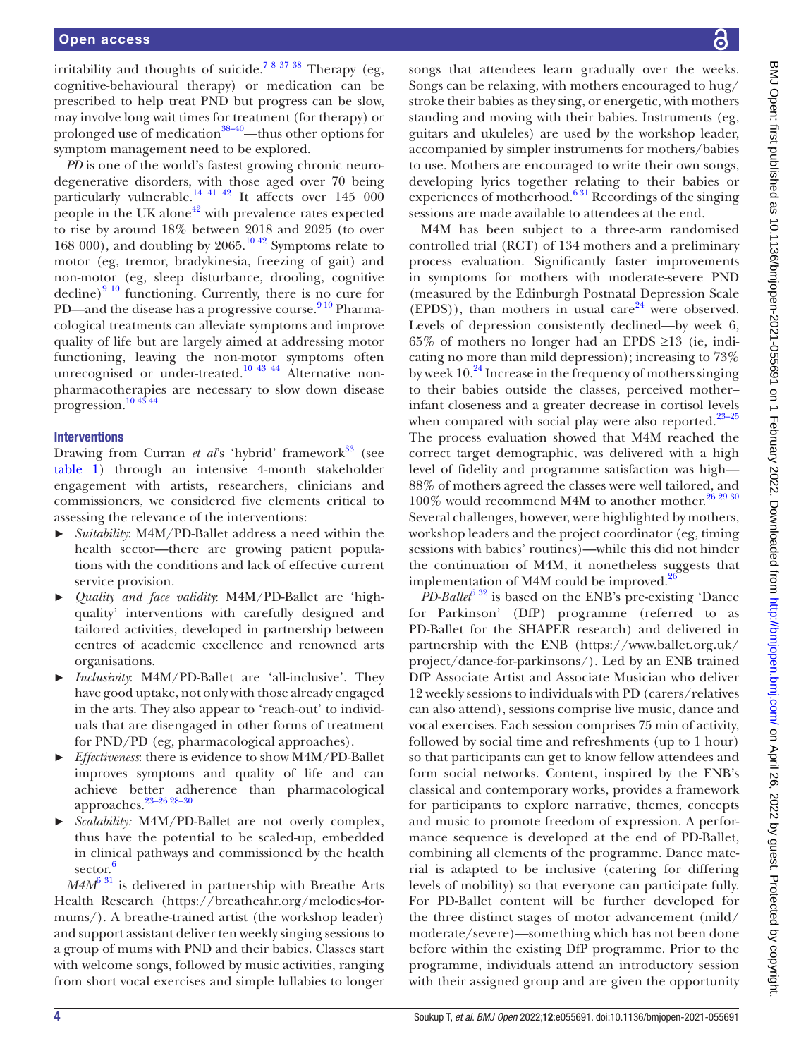irritability and thoughts of suicide.[7 8 37 38] Therapy (eg, cognitive-behavioural therapy) or medication can be prescribed to help treat PND but progress can be slow, may involve long wait times for treatment (for therapy) or prolonged use of medication[38–40]—thus other options for symptom management need to be explored.

*PD* is one of the world's fastest growing chronic neurodegenerative disorders, with those aged over 70 being particularly vulnerable.[14 41 42] It affects over 145 000 people in the UK alone[42] with prevalence rates expected to rise by around 18% between 2018 and 2025 (to over 168 000), and doubling by 2065.[10 42] Symptoms relate to motor (eg, tremor, bradykinesia, freezing of gait) and non-motor (eg, sleep disturbance, drooling, cognitive decline)[9 10] functioning. Currently, there is no cure for PD—and the disease has a progressive course.[9 10] Pharmacological treatments can alleviate symptoms and improve quality of life but are largely aimed at addressing motor functioning, leaving the non-motor symptoms often unrecognised or under-treated.[10 43 44] Alternative non-pharmacotherapies are necessary to slow down disease progression.[10 43 44]

### Interventions

Drawing from Curran *et al*'s 'hybrid' framework[33] (see table 1) through an intensive 4-month stakeholder engagement with artists, researchers, clinicians and commissioners, we considered five elements critical to assessing the relevance of the interventions:

- *Suitability*: M4M/PD-Ballet address a need within the health sector—there are growing patient populations with the conditions and lack of effective current service provision.
- *Quality and face validity*: M4M/PD-Ballet are 'high-quality' interventions with carefully designed and tailored activities, developed in partnership between centres of academic excellence and renowned arts organisations.
- *Inclusivity*: M4M/PD-Ballet are 'all-inclusive'. They have good uptake, not only with those already engaged in the arts. They also appear to 'reach-out' to individuals that are disengaged in other forms of treatment for PND/PD (eg, pharmacological approaches).
- *Effectiveness*: there is evidence to show M4M/PD-Ballet improves symptoms and quality of life and can achieve better adherence than pharmacological approaches.[23–26 28–30]
- *Scalability:* M4M/PD-Ballet are not overly complex, thus have the potential to be scaled-up, embedded in clinical pathways and commissioned by the health sector.[6]

*M4M*[6 31] is delivered in partnership with Breathe Arts Health Research (https://breatheahr.org/melodies-for-mums/). A breathe-trained artist (the workshop leader) and support assistant deliver ten weekly singing sessions to a group of mums with PND and their babies. Classes start with welcome songs, followed by music activities, ranging from short vocal exercises and simple lullabies to longer songs that attendees learn gradually over the weeks. Songs can be relaxing, with mothers encouraged to hug/stroke their babies as they sing, or energetic, with mothers standing and moving with their babies. Instruments (eg, guitars and ukuleles) are used by the workshop leader, accompanied by simpler instruments for mothers/babies to use. Mothers are encouraged to write their own songs, developing lyrics together relating to their babies or experiences of motherhood.[6 31] Recordings of the singing sessions are made available to attendees at the end.

M4M has been subject to a three-arm randomised controlled trial (RCT) of 134 mothers and a preliminary process evaluation. Significantly faster improvements in symptoms for mothers with moderate-severe PND (measured by the Edinburgh Postnatal Depression Scale (EPDS)), than mothers in usual care[24] were observed. Levels of depression consistently declined—by week 6, 65% of mothers no longer had an EPDS ≥13 (ie, indicating no more than mild depression); increasing to 73% by week 10.[24] Increase in the frequency of mothers singing to their babies outside the classes, perceived mother–infant closeness and a greater decrease in cortisol levels when compared with social play were also reported.[23–25] The process evaluation showed that M4M reached the correct target demographic, was delivered with a high level of fidelity and programme satisfaction was high—88% of mothers agreed the classes were well tailored, and 100% would recommend M4M to another mother.[26 29 30] Several challenges, however, were highlighted by mothers, workshop leaders and the project coordinator (eg, timing sessions with babies' routines)—while this did not hinder the continuation of M4M, it nonetheless suggests that implementation of M4M could be improved.[26]

*PD-Ballet*[6 32] is based on the ENB's pre-existing 'Dance for Parkinson' (DfP) programme (referred to as PD-Ballet for the SHAPER research) and delivered in partnership with the ENB (https://www.ballet.org.uk/project/dance-for-parkinsons/). Led by an ENB trained DfP Associate Artist and Associate Musician who deliver 12 weekly sessions to individuals with PD (carers/relatives can also attend), sessions comprise live music, dance and vocal exercises. Each session comprises 75 min of activity, followed by social time and refreshments (up to 1 hour) so that participants can get to know fellow attendees and form social networks. Content, inspired by the ENB's classical and contemporary works, provides a framework for participants to explore narrative, themes, concepts and music to promote freedom of expression. A performance sequence is developed at the end of PD-Ballet, combining all elements of the programme. Dance material is adapted to be inclusive (catering for differing levels of mobility) so that everyone can participate fully. For PD-Ballet content will be further developed for the three distinct stages of motor advancement (mild/moderate/severe)—something which has not been done before within the existing DfP programme. Prior to the programme, individuals attend an introductory session with their assigned group and are given the opportunity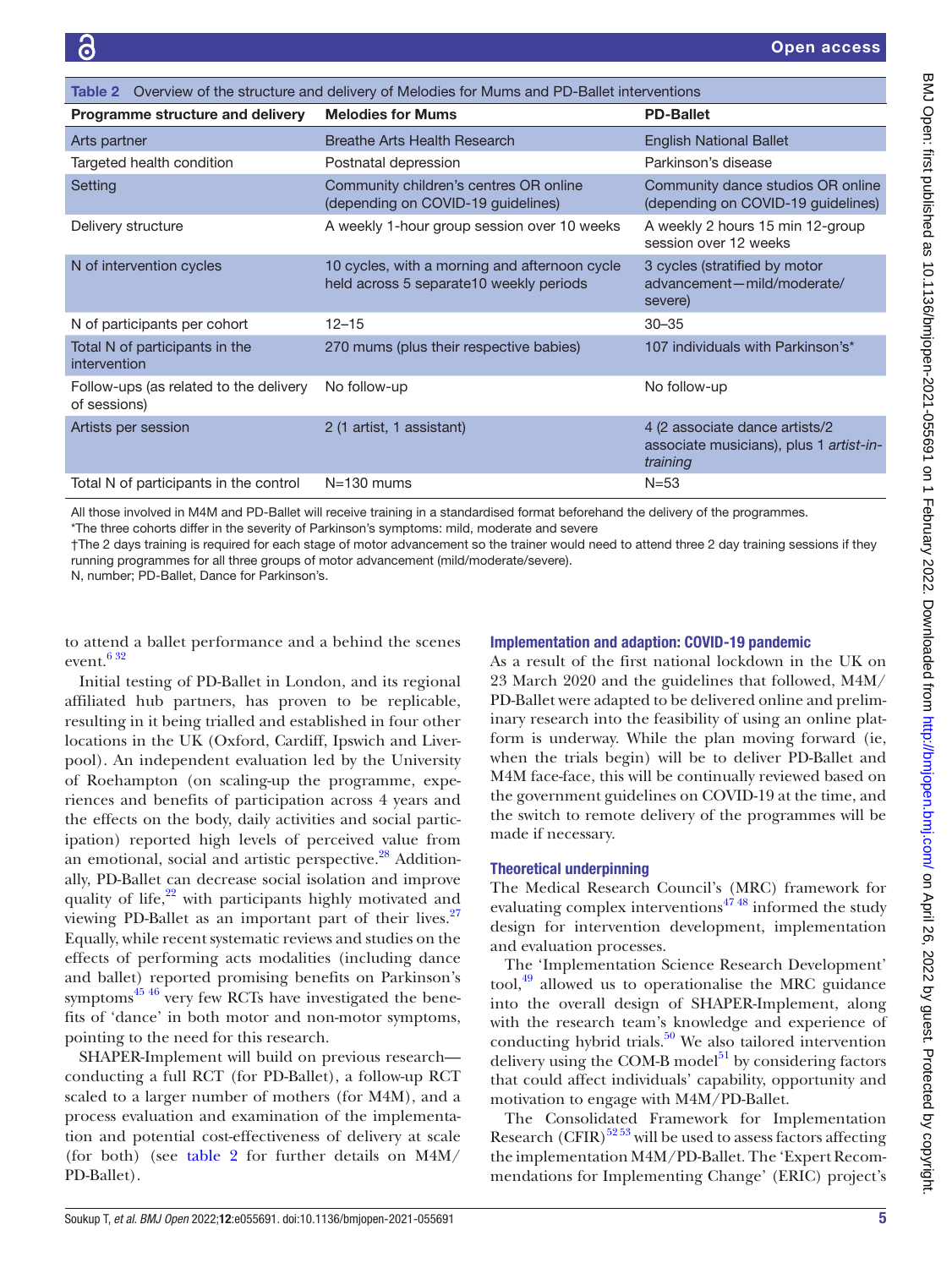Table 2 Overview of the structure and delivery of Melodies for Mums and PD-Ballet interventions

| Programme structure and delivery | Melodies for Mums | PD-Ballet |
|---|---|---|
| Arts partner | Breathe Arts Health Research | English National Ballet |
| Targeted health condition | Postnatal depression | Parkinson's disease |
| Setting | Community children's centres OR online (depending on COVID-19 guidelines) | Community dance studios OR online (depending on COVID-19 guidelines) |
| Delivery structure | A weekly 1-hour group session over 10 weeks | A weekly 2 hours 15 min 12-group session over 12 weeks |
| N of intervention cycles | 10 cycles, with a morning and afternoon cycle held across 5 separate10 weekly periods | 3 cycles (stratified by motor advancement—mild/moderate/severe) |
| N of participants per cohort | 12–15 | 30–35 |
| Total N of participants in the intervention | 270 mums (plus their respective babies) | 107 individuals with Parkinson's* |
| Follow-ups (as related to the delivery of sessions) | No follow-up | No follow-up |
| Artists per session | 2 (1 artist, 1 assistant) | 4 (2 associate dance artists/2 associate musicians), plus 1 *artist-in-training* |
| Total N of participants in the control | N=130 mums | N=53 |

All those involved in M4M and PD-Ballet will receive training in a standardised format beforehand the delivery of the programmes.
*The three cohorts differ in the severity of Parkinson's symptoms: mild, moderate and severe
†The 2 days training is required for each stage of motor advancement so the trainer would need to attend three 2 day training sessions if they running programmes for all three groups of motor advancement (mild/moderate/severe).
N, number; PD-Ballet, Dance for Parkinson's.

to attend a ballet performance and a behind the scenes event.[6,32]

Initial testing of PD-Ballet in London, and its regional affiliated hub partners, has proven to be replicable, resulting in it being trialled and established in four other locations in the UK (Oxford, Cardiff, Ipswich and Liverpool). An independent evaluation led by the University of Roehampton (on scaling-up the programme, experiences and benefits of participation across 4 years and the effects on the body, daily activities and social participation) reported high levels of perceived value from an emotional, social and artistic perspective.[28] Additionally, PD-Ballet can decrease social isolation and improve quality of life,[22] with participants highly motivated and viewing PD-Ballet as an important part of their lives.[27] Equally, while recent systematic reviews and studies on the effects of performing acts modalities (including dance and ballet) reported promising benefits on Parkinson's symptoms[45,46] very few RCTs have investigated the benefits of 'dance' in both motor and non-motor symptoms, pointing to the need for this research.

SHAPER-Implement will build on previous research—conducting a full RCT (for PD-Ballet), a follow-up RCT scaled to a larger number of mothers (for M4M), and a process evaluation and examination of the implementation and potential cost-effectiveness of delivery at scale (for both) (see table 2 for further details on M4M/PD-Ballet).

### Implementation and adaption: COVID-19 pandemic

As a result of the first national lockdown in the UK on 23 March 2020 and the guidelines that followed, M4M/PD-Ballet were adapted to be delivered online and preliminary research into the feasibility of using an online platform is underway. While the plan moving forward (ie, when the trials begin) will be to deliver PD-Ballet and M4M face-face, this will be continually reviewed based on the government guidelines on COVID-19 at the time, and the switch to remote delivery of the programmes will be made if necessary.

### Theoretical underpinning

The Medical Research Council's (MRC) framework for evaluating complex interventions[47,48] informed the study design for intervention development, implementation and evaluation processes.

The 'Implementation Science Research Development' tool,[49] allowed us to operationalise the MRC guidance into the overall design of SHAPER-Implement, along with the research team's knowledge and experience of conducting hybrid trials.[50] We also tailored intervention delivery using the COM-B model[51] by considering factors that could affect individuals' capability, opportunity and motivation to engage with M4M/PD-Ballet.

The Consolidated Framework for Implementation Research (CFIR)[52,53] will be used to assess factors affecting the implementation M4M/PD-Ballet. The 'Expert Recommendations for Implementing Change' (ERIC) project's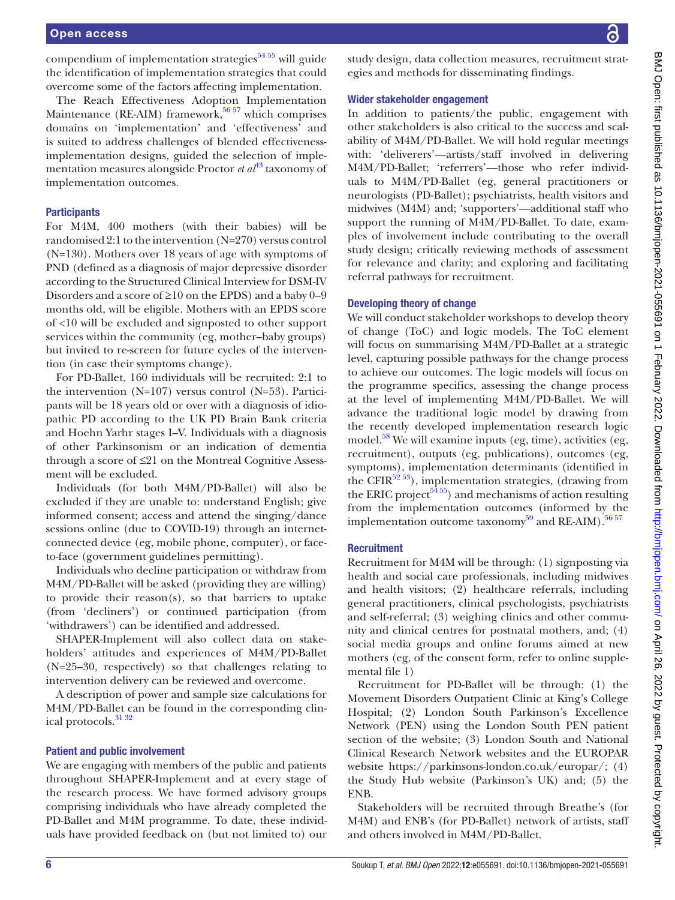compendium of implementation strategies[54 55] will guide the identification of implementation strategies that could overcome some of the factors affecting implementation.

The Reach Effectiveness Adoption Implementation Maintenance (RE-AIM) framework,[56 57] which comprises domains on 'implementation' and 'effectiveness' and is suited to address challenges of blended effectiveness-implementation designs, guided the selection of implementation measures alongside Proctor *et al*[43] taxonomy of implementation outcomes.

### Participants

For M4M, 400 mothers (with their babies) will be randomised 2:1 to the intervention (N=270) versus control (N=130). Mothers over 18 years of age with symptoms of PND (defined as a diagnosis of major depressive disorder according to the Structured Clinical Interview for DSM-IV Disorders and a score of ≥10 on the EPDS) and a baby 0–9 months old, will be eligible. Mothers with an EPDS score of <10 will be excluded and signposted to other support services within the community (eg, mother–baby groups) but invited to re-screen for future cycles of the intervention (in case their symptoms change).

For PD-Ballet, 160 individuals will be recruited: 2:1 to the intervention (N=107) versus control (N=53). Participants will be 18 years old or over with a diagnosis of idiopathic PD according to the UK PD Brain Bank criteria and Hoehn Yahr stages I–V. Individuals with a diagnosis of other Parkinsonism or an indication of dementia through a score of ≤21 on the Montreal Cognitive Assessment will be excluded.

Individuals (for both M4M/PD-Ballet) will also be excluded if they are unable to: understand English; give informed consent; access and attend the singing/dance sessions online (due to COVID-19) through an internet-connected device (eg, mobile phone, computer), or face-to-face (government guidelines permitting).

Individuals who decline participation or withdraw from M4M/PD-Ballet will be asked (providing they are willing) to provide their reason(s), so that barriers to uptake (from 'decliners') or continued participation (from 'withdrawers') can be identified and addressed.

SHAPER-Implement will also collect data on stakeholders' attitudes and experiences of M4M/PD-Ballet (N=25–30, respectively) so that challenges relating to intervention delivery can be reviewed and overcome.

A description of power and sample size calculations for M4M/PD-Ballet can be found in the corresponding clinical protocols.[31 32]

### Patient and public involvement

We are engaging with members of the public and patients throughout SHAPER-Implement and at every stage of the research process. We have formed advisory groups comprising individuals who have already completed the PD-Ballet and M4M programme. To date, these individuals have provided feedback on (but not limited to) our study design, data collection measures, recruitment strategies and methods for disseminating findings.

### Wider stakeholder engagement

In addition to patients/the public, engagement with other stakeholders is also critical to the success and scalability of M4M/PD-Ballet. We will hold regular meetings with: 'deliverers'—artists/staff involved in delivering M4M/PD-Ballet; 'referrers'—those who refer individuals to M4M/PD-Ballet (eg, general practitioners or neurologists (PD-Ballet); psychiatrists, health visitors and midwives (M4M) and; 'supporters'—additional staff who support the running of M4M/PD-Ballet. To date, examples of involvement include contributing to the overall study design; critically reviewing methods of assessment for relevance and clarity; and exploring and facilitating referral pathways for recruitment.

### Developing theory of change

We will conduct stakeholder workshops to develop theory of change (ToC) and logic models. The ToC element will focus on summarising M4M/PD-Ballet at a strategic level, capturing possible pathways for the change process to achieve our outcomes. The logic models will focus on the programme specifics, assessing the change process at the level of implementing M4M/PD-Ballet. We will advance the traditional logic model by drawing from the recently developed implementation research logic model.[58] We will examine inputs (eg, time), activities (eg, recruitment), outputs (eg, publications), outcomes (eg, symptoms), implementation determinants (identified in the CFIR[52 53]), implementation strategies, (drawing from the ERIC project[54 55]) and mechanisms of action resulting from the implementation outcomes (informed by the implementation outcome taxonomy[59] and RE-AIM).[56 57]

### Recruitment

Recruitment for M4M will be through: (1) signposting via health and social care professionals, including midwives and health visitors; (2) healthcare referrals, including general practitioners, clinical psychologists, psychiatrists and self-referral; (3) weighing clinics and other community and clinical centres for postnatal mothers, and; (4) social media groups and online forums aimed at new mothers (eg, of the consent form, refer to online supplemental file 1)

Recruitment for PD-Ballet will be through: (1) the Movement Disorders Outpatient Clinic at King's College Hospital; (2) London South Parkinson's Excellence Network (PEN) using the London South PEN patient section of the website; (3) London South and National Clinical Research Network websites and the EUROPAR website https://parkinsons-london.co.uk/europar/; (4) the Study Hub website (Parkinson's UK) and; (5) the ENB.

Stakeholders will be recruited through Breathe's (for M4M) and ENB's (for PD-Ballet) network of artists, staff and others involved in M4M/PD-Ballet.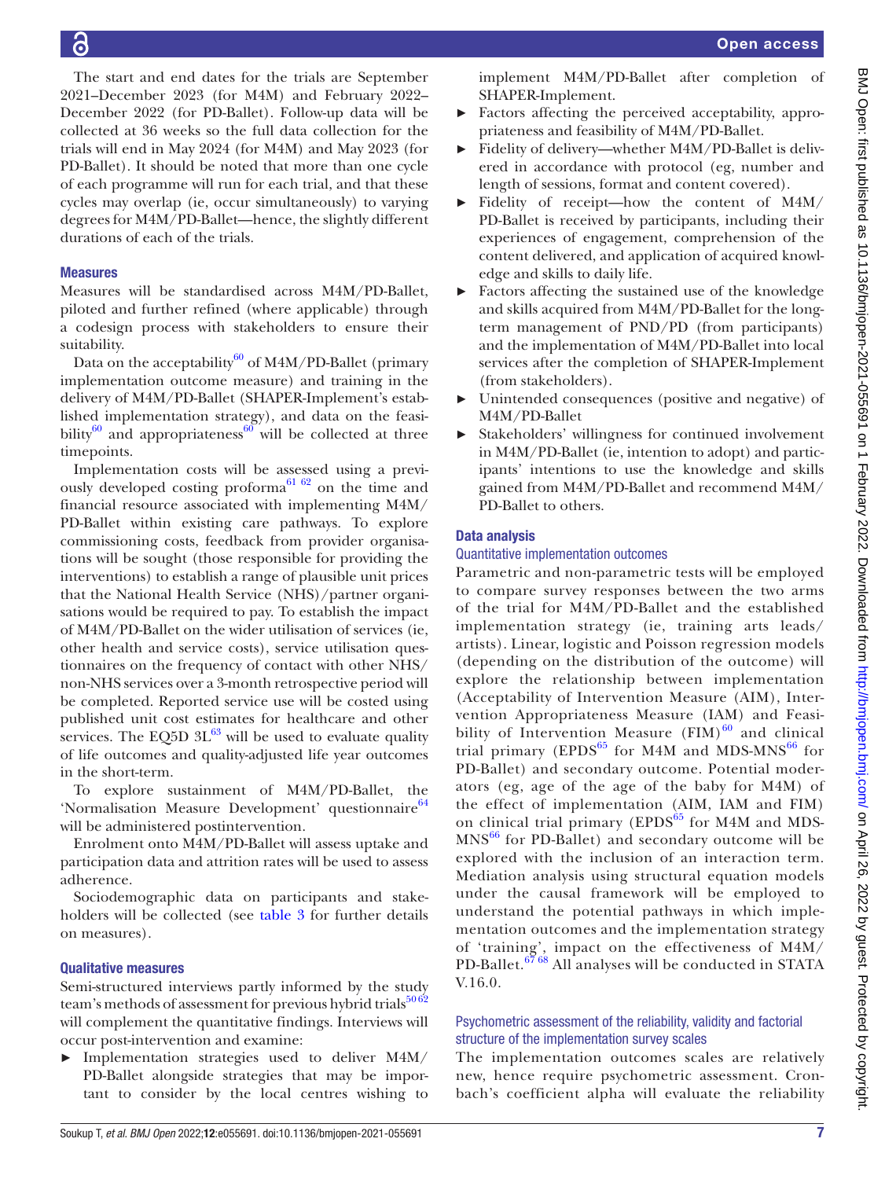The start and end dates for the trials are September 2021–December 2023 (for M4M) and February 2022–December 2022 (for PD-Ballet). Follow-up data will be collected at 36 weeks so the full data collection for the trials will end in May 2024 (for M4M) and May 2023 (for PD-Ballet). It should be noted that more than one cycle of each programme will run for each trial, and that these cycles may overlap (ie, occur simultaneously) to varying degrees for M4M/PD-Ballet—hence, the slightly different durations of each of the trials.

### Measures

Measures will be standardised across M4M/PD-Ballet, piloted and further refined (where applicable) through a codesign process with stakeholders to ensure their suitability.

Data on the acceptability[60] of M4M/PD-Ballet (primary implementation outcome measure) and training in the delivery of M4M/PD-Ballet (SHAPER-Implement's established implementation strategy), and data on the feasibility[60] and appropriateness[60] will be collected at three timepoints.

Implementation costs will be assessed using a previously developed costing proforma[61 62] on the time and financial resource associated with implementing M4M/PD-Ballet within existing care pathways. To explore commissioning costs, feedback from provider organisations will be sought (those responsible for providing the interventions) to establish a range of plausible unit prices that the National Health Service (NHS)/partner organisations would be required to pay. To establish the impact of M4M/PD-Ballet on the wider utilisation of services (ie, other health and service costs), service utilisation questionnaires on the frequency of contact with other NHS/non-NHS services over a 3-month retrospective period will be completed. Reported service use will be costed using published unit cost estimates for healthcare and other services. The EQ5D 3L[63] will be used to evaluate quality of life outcomes and quality-adjusted life year outcomes in the short-term.

To explore sustainment of M4M/PD-Ballet, the 'Normalisation Measure Development' questionnaire[64] will be administered postintervention.

Enrolment onto M4M/PD-Ballet will assess uptake and participation data and attrition rates will be used to assess adherence.

Sociodemographic data on participants and stakeholders will be collected (see table 3 for further details on measures).

### Qualitative measures

Semi-structured interviews partly informed by the study team's methods of assessment for previous hybrid trials[50 62] will complement the quantitative findings. Interviews will occur post-intervention and examine:

- Implementation strategies used to deliver M4M/PD-Ballet alongside strategies that may be important to consider by the local centres wishing to implement M4M/PD-Ballet after completion of SHAPER-Implement.
- Factors affecting the perceived acceptability, appropriateness and feasibility of M4M/PD-Ballet.
- Fidelity of delivery—whether M4M/PD-Ballet is delivered in accordance with protocol (eg, number and length of sessions, format and content covered).
- Fidelity of receipt—how the content of M4M/PD-Ballet is received by participants, including their experiences of engagement, comprehension of the content delivered, and application of acquired knowledge and skills to daily life.
- Factors affecting the sustained use of the knowledge and skills acquired from M4M/PD-Ballet for the long-term management of PND/PD (from participants) and the implementation of M4M/PD-Ballet into local services after the completion of SHAPER-Implement (from stakeholders).
- Unintended consequences (positive and negative) of M4M/PD-Ballet
- Stakeholders' willingness for continued involvement in M4M/PD-Ballet (ie, intention to adopt) and participants' intentions to use the knowledge and skills gained from M4M/PD-Ballet and recommend M4M/PD-Ballet to others.

## Data analysis

### Quantitative implementation outcomes

Parametric and non-parametric tests will be employed to compare survey responses between the two arms of the trial for M4M/PD-Ballet and the established implementation strategy (ie, training arts leads/artists). Linear, logistic and Poisson regression models (depending on the distribution of the outcome) will explore the relationship between implementation (Acceptability of Intervention Measure (AIM), Intervention Appropriateness Measure (IAM) and Feasibility of Intervention Measure (FIM)[60] and clinical trial primary (EPDS[65] for M4M and MDS-MNS[66] for PD-Ballet) and secondary outcome. Potential moderators (eg, age of the age of the baby for M4M) of the effect of implementation (AIM, IAM and FIM) on clinical trial primary (EPDS[65] for M4M and MDS-MNS[66] for PD-Ballet) and secondary outcome will be explored with the inclusion of an interaction term. Mediation analysis using structural equation models under the causal framework will be employed to understand the potential pathways in which implementation outcomes and the implementation strategy of 'training', impact on the effectiveness of M4M/PD-Ballet.[67 68] All analyses will be conducted in STATA V.16.0.

### Psychometric assessment of the reliability, validity and factorial structure of the implementation survey scales

The implementation outcomes scales are relatively new, hence require psychometric assessment. Cronbach's coefficient alpha will evaluate the reliability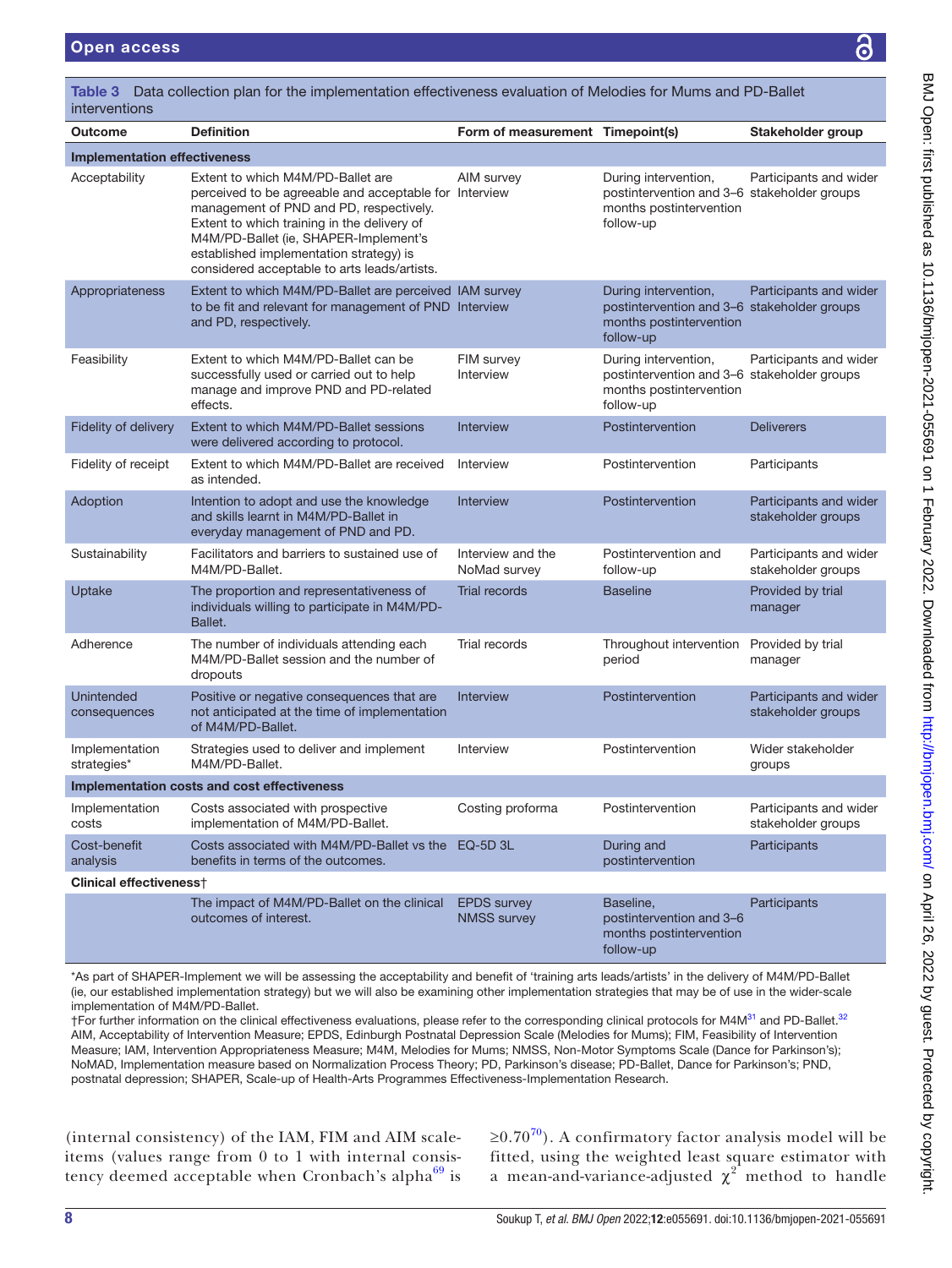**Table 3** Data collection plan for the implementation effectiveness evaluation of Melodies for Mums and PD-Ballet interventions

| Outcome | Definition | Form of measurement | Timepoint(s) | Stakeholder group |
|---|---|---|---|---|
| **Implementation effectiveness** | | | | |
| Acceptability | Extent to which M4M/PD-Ballet are perceived to be agreeable and acceptable for management of PND and PD, respectively. Extent to which training in the delivery of M4M/PD-Ballet (ie, SHAPER-Implement's established implementation strategy) is considered acceptable to arts leads/artists. | AIM survey Interview | During intervention, postintervention and 3–6 months postintervention follow-up | Participants and wider stakeholder groups |
| Appropriateness | Extent to which M4M/PD-Ballet are perceived to be fit and relevant for management of PND and PD, respectively. | IAM survey Interview | During intervention, postintervention and 3–6 months postintervention follow-up | Participants and wider stakeholder groups |
| Feasibility | Extent to which M4M/PD-Ballet can be successfully used or carried out to help manage and improve PND and PD-related effects. | FIM survey Interview | During intervention, postintervention and 3–6 months postintervention follow-up | Participants and wider stakeholder groups |
| Fidelity of delivery | Extent to which M4M/PD-Ballet sessions were delivered according to protocol. | Interview | Postintervention | Deliverers |
| Fidelity of receipt | Extent to which M4M/PD-Ballet are received as intended. | Interview | Postintervention | Participants |
| Adoption | Intention to adopt and use the knowledge and skills learnt in M4M/PD-Ballet in everyday management of PND and PD. | Interview | Postintervention | Participants and wider stakeholder groups |
| Sustainability | Facilitators and barriers to sustained use of M4M/PD-Ballet. | Interview and the NoMad survey | Postintervention and follow-up | Participants and wider stakeholder groups |
| Uptake | The proportion and representativeness of individuals willing to participate in M4M/PD-Ballet. | Trial records | Baseline | Provided by trial manager |
| Adherence | The number of individuals attending each M4M/PD-Ballet session and the number of dropouts | Trial records | Throughout intervention period | Provided by trial manager |
| Unintended consequences | Positive or negative consequences that are not anticipated at the time of implementation of M4M/PD-Ballet. | Interview | Postintervention | Participants and wider stakeholder groups |
| Implementation strategies* | Strategies used to deliver and implement M4M/PD-Ballet. | Interview | Postintervention | Wider stakeholder groups |
| **Implementation costs and cost effectiveness** | | | | |
| Implementation costs | Costs associated with prospective implementation of M4M/PD-Ballet. | Costing proforma | Postintervention | Participants and wider stakeholder groups |
| Cost-benefit analysis | Costs associated with M4M/PD-Ballet vs the benefits in terms of the outcomes. | EQ-5D 3L | During and postintervention | Participants |
| **Clinical effectiveness†** | | | | |
| | The impact of M4M/PD-Ballet on the clinical outcomes of interest. | EPDS survey NMSS survey | Baseline, postintervention and 3–6 months postintervention follow-up | Participants |

*As part of SHAPER-Implement we will be assessing the acceptability and benefit of 'training arts leads/artists' in the delivery of M4M/PD-Ballet (ie, our established implementation strategy) but we will also be examining other implementation strategies that may be of use in the wider-scale implementation of M4M/PD-Ballet.
†For further information on the clinical effectiveness evaluations, please refer to the corresponding clinical protocols for M4M[31] and PD-Ballet.[32]
AIM, Acceptability of Intervention Measure; EPDS, Edinburgh Postnatal Depression Scale (Melodies for Mums); FIM, Feasibility of Intervention Measure; IAM, Intervention Appropriateness Measure; M4M, Melodies for Mums; NMSS, Non-Motor Symptoms Scale (Dance for Parkinson's); NoMAD, Implementation measure based on Normalization Process Theory; PD, Parkinson's disease; PD-Ballet, Dance for Parkinson's; PND, postnatal depression; SHAPER, Scale-up of Health-Arts Programmes Effectiveness-Implementation Research.

(internal consistency) of the IAM, FIM and AIM scale-items (values range from 0 to 1 with internal consistency deemed acceptable when Cronbach's alpha[69] is $\geq 0.70$[70]). A confirmatory factor analysis model will be fitted, using the weighted least square estimator with a mean-and-variance-adjusted $\chi^2$ method to handle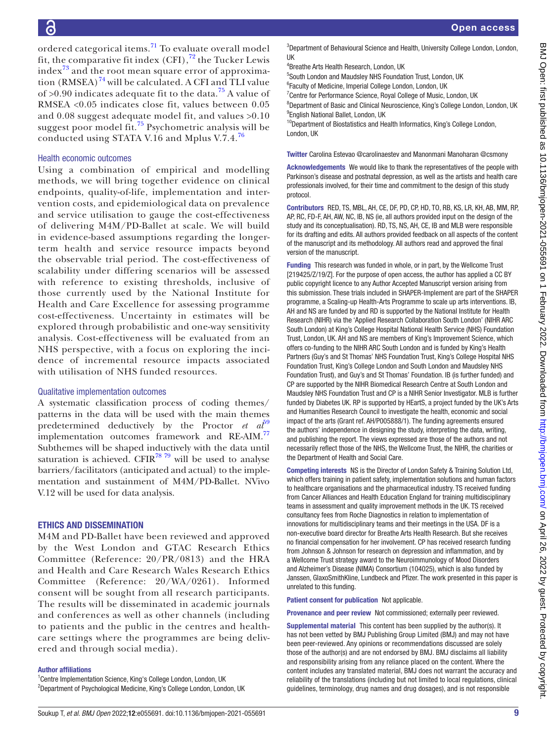ordered categorical items.[71] To evaluate overall model fit, the comparative fit index (CFI),[72] the Tucker Lewis index[73] and the root mean square error of approximation (RMSEA)[74] will be calculated. A CFI and TLI value of >0.90 indicates adequate fit to the data.[75] A value of RMSEA <0.05 indicates close fit, values between 0.05 and 0.08 suggest adequate model fit, and values >0.10 suggest poor model fit.[75] Psychometric analysis will be conducted using STATA V.16 and Mplus V.7.4.[76]

### Health economic outcomes

Using a combination of empirical and modelling methods, we will bring together evidence on clinical endpoints, quality-of-life, implementation and intervention costs, and epidemiological data on prevalence and service utilisation to gauge the cost-effectiveness of delivering M4M/PD-Ballet at scale. We will build in evidence-based assumptions regarding the longer-term health and service resource impacts beyond the observable trial period. The cost-effectiveness of scalability under differing scenarios will be assessed with reference to existing thresholds, inclusive of those currently used by the National Institute for Health and Care Excellence for assessing programme cost-effectiveness. Uncertainty in estimates will be explored through probabilistic and one-way sensitivity analysis. Cost-effectiveness will be evaluated from an NHS perspective, with a focus on exploring the incidence of incremental resource impacts associated with utilisation of NHS funded resources.

### Qualitative implementation outcomes

A systematic classification process of coding themes/patterns in the data will be used with the main themes predetermined deductively by the Proctor *et al*[69] implementation outcomes framework and RE-AIM.[77] Subthemes will be shaped inductively with the data until saturation is achieved. CFIR[78 79] will be used to analyse barriers/facilitators (anticipated and actual) to the implementation and sustainment of M4M/PD-Ballet. NVivo V.12 will be used for data analysis.

## ETHICS AND DISSEMINATION

M4M and PD-Ballet have been reviewed and approved by the West London and GTAC Research Ethics Committee (Reference: 20/PR/0813) and the HRA and Health and Care Research Wales Research Ethics Committee (Reference: 20/WA/0261). Informed consent will be sought from all research participants. The results will be disseminated in academic journals and conferences as well as other channels (including to patients and the public in the centres and healthcare settings where the programmes are being delivered and through social media).

**Author affiliations**

[1]Centre Implementation Science, King's College London, London, UK
[2]Department of Psychological Medicine, King's College London, London, UK
[3]Department of Behavioural Science and Health, University College London, London, UK
[4]Breathe Arts Health Research, London, UK
[5]South London and Maudsley NHS Foundation Trust, London, UK
[6]Faculty of Medicine, Imperial College London, London, UK
[7]Centre for Performance Science, Royal College of Music, London, UK
[8]Department of Basic and Clinical Neuroscience, King's College London, London, UK
[9]English National Ballet, London, UK
[10]Department of Biostatistics and Health Informatics, King's College London, London, UK

**Twitter** Carolina Estevao @carolinaestev and Manonmani Manoharan @csmony

**Acknowledgements** We would like to thank the representatives of the people with Parkinson's disease and postnatal depression, as well as the artists and health care professionals involved, for their time and commitment to the design of this study protocol.

**Contributors** RED, TS, MBL, AH, CE, DF, PD, CP, HD, TO, RB, KS, LR, KH, AB, MM, RP, AP, RC, FD-F, AH, AW, NC, IB, NS (ie, all authors provided input on the design of the study and its conceptualisation). RD, TS, NS, AH, CE, IB and MLB were responsible for its drafting and edits. All authors provided feedback on all aspects of the content of the manuscript and its methodology. All authors read and approved the final version of the manuscript.

**Funding** This research was funded in whole, or in part, by the Wellcome Trust [219425/Z/19/Z]. For the purpose of open access, the author has applied a CC BY public copyright licence to any Author Accepted Manuscript version arising from this submission. These trials included in SHAPER-Implement are part of the SHAPER programme, a Scaling-up Health-Arts Programme to scale up arts interventions. IB, AH and NS are funded by and RD is supported by the National Institute for Health Research (NIHR) via the 'Applied Research Collaboration South London' (NIHR ARC South London) at King's College Hospital National Health Service (NHS) Foundation Trust, London, UK. AH and NS are members of King's Improvement Science, which offers co-funding to the NIHR ARC South London and is funded by King's Health Partners (Guy's and St Thomas' NHS Foundation Trust, King's College Hospital NHS Foundation Trust, King's College London and South London and Maudsley NHS Foundation Trust), and Guy's and St Thomas' Foundation. IB (is further funded) and CP are supported by the NIHR Biomedical Research Centre at South London and Maudsley NHS Foundation Trust and CP is a NIHR Senior Investigator. MLB is further funded by Diabetes UK. RP is supported by HEartS, a project funded by the UK's Arts and Humanities Research Council to investigate the health, economic and social impact of the arts (Grant ref. AH/P005888/1). The funding agreements ensured the authors' independence in designing the study, interpreting the data, writing, and publishing the report. The views expressed are those of the authors and not necessarily reflect those of the NHS, the Wellcome Trust, the NIHR, the charities or the Department of Health and Social Care.

**Competing interests** NS is the Director of London Safety & Training Solution Ltd, which offers training in patient safety, implementation solutions and human factors to healthcare organisations and the pharmaceutical industry. TS received funding from Cancer Alliances and Health Education England for training multidisciplinary teams in assessment and quality improvement methods in the UK. TS received consultancy fees from Roche Diagnostics in relation to implementation of innovations for multidisciplinary teams and their meetings in the USA. DF is a non-executive board director for Breathe Arts Health Research. But she receives no financial compensation for her involvement. CP has received research funding from Johnson & Johnson for research on depression and inflammation, and by a Wellcome Trust strategy award to the Neuroimmunology of Mood Disorders and Alzheimer's Disease (NIMA) Consortium (104025), which is also funded by Janssen, GlaxoSmithKline, Lundbeck and Pfizer. The work presented in this paper is unrelated to this funding.

**Patient consent for publication** Not applicable.

**Provenance and peer review** Not commissioned; externally peer reviewed.

**Supplemental material** This content has been supplied by the author(s). It has not been vetted by BMJ Publishing Group Limited (BMJ) and may not have been peer-reviewed. Any opinions or recommendations discussed are solely those of the author(s) and are not endorsed by BMJ. BMJ disclaims all liability and responsibility arising from any reliance placed on the content. Where the content includes any translated material, BMJ does not warrant the accuracy and reliability of the translations (including but not limited to local regulations, clinical guidelines, terminology, drug names and drug dosages), and is not responsible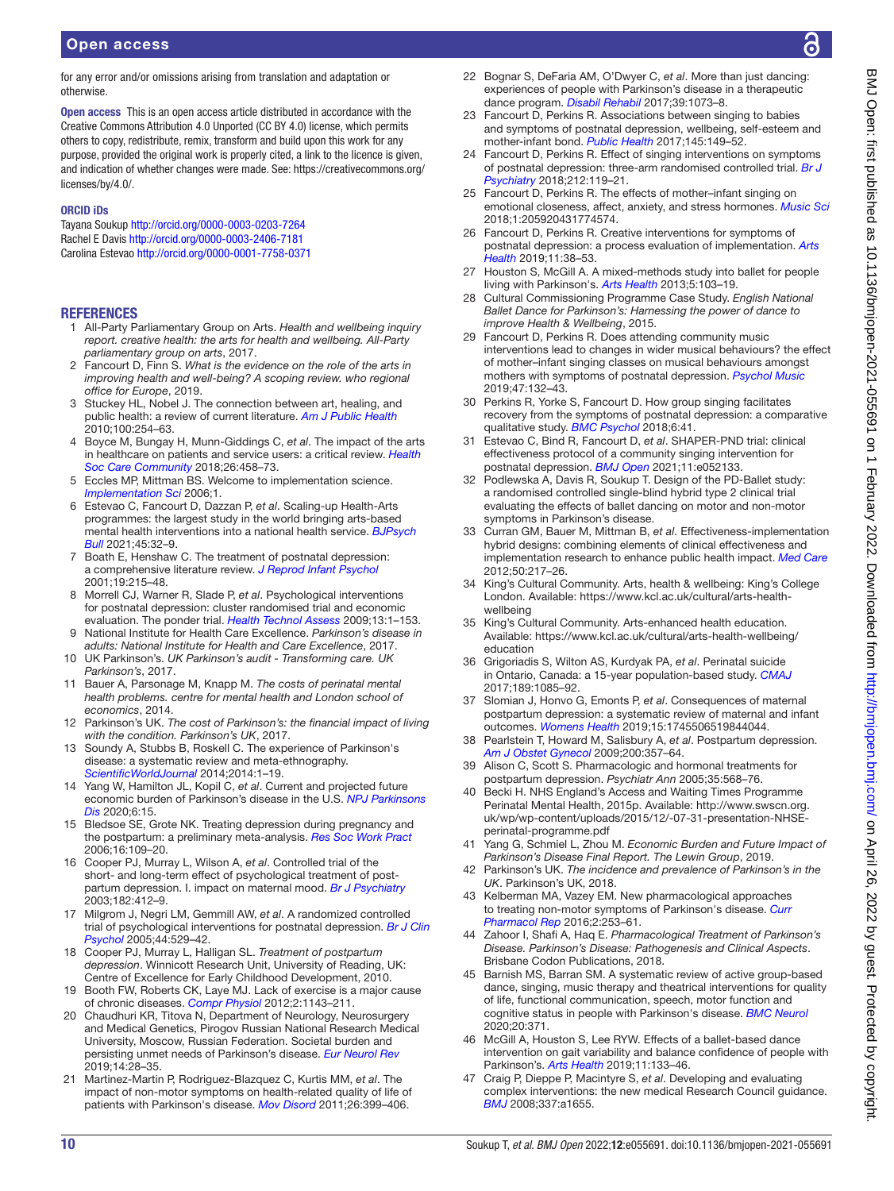for any error and/or omissions arising from translation and adaptation or otherwise.

**Open access** This is an open access article distributed in accordance with the Creative Commons Attribution 4.0 Unported (CC BY 4.0) license, which permits others to copy, redistribute, remix, transform and build upon this work for any purpose, provided the original work is properly cited, a link to the licence is given, and indication of whether changes were made. See: https://creativecommons.org/licenses/by/4.0/.

### ORCID iDs

Tayana Soukup http://orcid.org/0000-0003-0203-7264
Rachel E Davis http://orcid.org/0000-0003-2406-7181
Carolina Estevao http://orcid.org/0000-0001-7758-0371

## REFERENCES

1. All-Party Parliamentary Group on Arts. *Health and wellbeing inquiry report. creative health: the arts for health and wellbeing. All-Party parliamentary group on arts*, 2017.
2. Fancourt D, Finn S. *What is the evidence on the role of the arts in improving health and well-being? A scoping review. who regional office for Europe*, 2019.
3. Stuckey HL, Nobel J. The connection between art, healing, and public health: a review of current literature. *Am J Public Health* 2010;100:254–63.
4. Boyce M, Bungay H, Munn-Giddings C, *et al*. The impact of the arts in healthcare on patients and service users: a critical review. *Health Soc Care Community* 2018;26:458–73.
5. Eccles MP, Mittman BS. Welcome to implementation science. *Implementation Sci* 2006;1.
6. Estevao C, Fancourt D, Dazzan P, *et al*. Scaling-up Health-Arts programmes: the largest study in the world bringing arts-based mental health interventions into a national health service. *BJPsych Bull* 2021;45:32–9.
7. Boath E, Henshaw C. The treatment of postnatal depression: a comprehensive literature review. *J Reprod Infant Psychol* 2001;19:215–48.
8. Morrell CJ, Warner R, Slade P, *et al*. Psychological interventions for postnatal depression: cluster randomised trial and economic evaluation. The ponder trial. *Health Technol Assess* 2009;13:1–153.
9. National Institute for Health Care Excellence. *Parkinson's disease in adults: National Institute for Health and Care Excellence*, 2017.
10. UK Parkinson's. *UK Parkinson's audit - Transforming care. UK Parkinson's*, 2017.
11. Bauer A, Parsonage M, Knapp M. *The costs of perinatal mental health problems. centre for mental health and London school of economics*, 2014.
12. Parkinson's UK. *The cost of Parkinson's: the financial impact of living with the condition. Parkinson's UK*, 2017.
13. Soundy A, Stubbs B, Roskell C. The experience of Parkinson's disease: a systematic review and meta-ethnography. *ScientificWorldJournal* 2014;2014:1–19.
14. Yang W, Hamilton JL, Kopil C, *et al*. Current and projected future economic burden of Parkinson's disease in the U.S. *NPJ Parkinsons Dis* 2020;6:15.
15. Bledsoe SE, Grote NK. Treating depression during pregnancy and the postpartum: a preliminary meta-analysis. *Res Soc Work Pract* 2006;16:109–20.
16. Cooper PJ, Murray L, Wilson A, *et al*. Controlled trial of the short- and long-term effect of psychological treatment of post-partum depression. I. impact on maternal mood. *Br J Psychiatry* 2003;182:412–9.
17. Milgrom J, Negri LM, Gemmill AW, *et al*. A randomized controlled trial of psychological interventions for postnatal depression. *Br J Clin Psychol* 2005;44:529–42.
18. Cooper PJ, Murray L, Halligan SL. *Treatment of postpartum depression*. Winnicott Research Unit, University of Reading, UK: Centre of Excellence for Early Childhood Development, 2010.
19. Booth FW, Roberts CK, Laye MJ. Lack of exercise is a major cause of chronic diseases. *Compr Physiol* 2012;2:1143–211.
20. Chaudhuri KR, Titova N, Department of Neurology, Neurosurgery and Medical Genetics, Pirogov Russian National Research Medical University, Moscow, Russian Federation. Societal burden and persisting unmet needs of Parkinson's disease. *Eur Neurol Rev* 2019;14:28–35.
21. Martinez-Martin P, Rodriguez-Blazquez C, Kurtis MM, *et al*. The impact of non-motor symptoms on health-related quality of life of patients with Parkinson's disease. *Mov Disord* 2011;26:399–406.
22. Bognar S, DeFaria AM, O'Dwyer C, *et al*. More than just dancing: experiences of people with Parkinson's disease in a therapeutic dance program. *Disabil Rehabil* 2017;39:1073–8.
23. Fancourt D, Perkins R. Associations between singing to babies and symptoms of postnatal depression, wellbeing, self-esteem and mother-infant bond. *Public Health* 2017;145:149–52.
24. Fancourt D, Perkins R. Effect of singing interventions on symptoms of postnatal depression: three-arm randomised controlled trial. *Br J Psychiatry* 2018;212:119–21.
25. Fancourt D, Perkins R. The effects of mother–infant singing on emotional closeness, affect, anxiety, and stress hormones. *Music Sci* 2018;1:205920431774574.
26. Fancourt D, Perkins R. Creative interventions for symptoms of postnatal depression: a process evaluation of implementation. *Arts Health* 2019;11:38–53.
27. Houston S, McGill A. A mixed-methods study into ballet for people living with Parkinson's. *Arts Health* 2013;5:103–19.
28. Cultural Commissioning Programme Case Study. *English National Ballet Dance for Parkinson's: Harnessing the power of dance to improve Health & Wellbeing*, 2015.
29. Fancourt D, Perkins R. Does attending community music interventions lead to changes in wider musical behaviours? the effect of mother–infant singing classes on musical behaviours amongst mothers with symptoms of postnatal depression. *Psychol Music* 2019;47:132–43.
30. Perkins R, Yorke S, Fancourt D. How group singing facilitates recovery from the symptoms of postnatal depression: a comparative qualitative study. *BMC Psychol* 2018;6:41.
31. Estevao C, Bind R, Fancourt D, *et al*. SHAPER-PND trial: clinical effectiveness protocol of a community singing intervention for postnatal depression. *BMJ Open* 2021;11:e052133.
32. Podlewska A, Davis R, Soukup T. Design of the PD-Ballet study: a randomised controlled single-blind hybrid type 2 clinical trial evaluating the effects of ballet dancing on motor and non-motor symptoms in Parkinson's disease.
33. Curran GM, Bauer M, Mittman B, *et al*. Effectiveness-implementation hybrid designs: combining elements of clinical effectiveness and implementation research to enhance public health impact. *Med Care* 2012;50:217–26.
34. King's Cultural Community. Arts, health & wellbeing: King's College London. Available: https://www.kcl.ac.uk/cultural/arts-health-wellbeing
35. King's Cultural Community. Arts-enhanced health education. Available: https://www.kcl.ac.uk/cultural/arts-health-wellbeing/education
36. Grigoriadis S, Wilton AS, Kurdyak PA, *et al*. Perinatal suicide in Ontario, Canada: a 15-year population-based study. *CMAJ* 2017;189:1085–92.
37. Slomian J, Honvo G, Emonts P, *et al*. Consequences of maternal postpartum depression: a systematic review of maternal and infant outcomes. *Womens Health* 2019;15:1745506519844044.
38. Pearlstein T, Howard M, Salisbury A, *et al*. Postpartum depression. *Am J Obstet Gynecol* 2009;200:357–64.
39. Alison C, Scott S. Pharmacologic and hormonal treatments for postpartum depression. *Psychiatr Ann* 2005;35:568–76.
40. Becki H. NHS England's Access and Waiting Times Programme Perinatal Mental Health, 2015p. Available: http://www.swscn.org.uk/wp/wp-content/uploads/2015/12/-07-31-presentation-NHSE-perinatal-programme.pdf
41. Yang G, Schmiel L, Zhou M. *Economic Burden and Future Impact of Parkinson's Disease Final Report. The Lewin Group*, 2019.
42. Parkinson's UK. *The incidence and prevalence of Parkinson's in the UK*. Parkinson's UK, 2018.
43. Kelberman MA, Vazey EM. New pharmacological approaches to treating non-motor symptoms of Parkinson's disease. *Curr Pharmacol Rep* 2016;2:253–61.
44. Zahoor I, Shafi A, Haq E. *Pharmacological Treatment of Parkinson's Disease. Parkinson's Disease: Pathogenesis and Clinical Aspects*. Brisbane Codon Publications, 2018.
45. Barnish MS, Barran SM. A systematic review of active group-based dance, singing, music therapy and theatrical interventions for quality of life, functional communication, speech, motor function and cognitive status in people with Parkinson's disease. *BMC Neurol* 2020;20:371.
46. McGill A, Houston S, Lee RYW. Effects of a ballet-based dance intervention on gait variability and balance confidence of people with Parkinson's. *Arts Health* 2019;11:133–46.
47. Craig P, Dieppe P, Macintyre S, *et al*. Developing and evaluating complex interventions: the new medical Research Council guidance. *BMJ* 2008;337:a1655.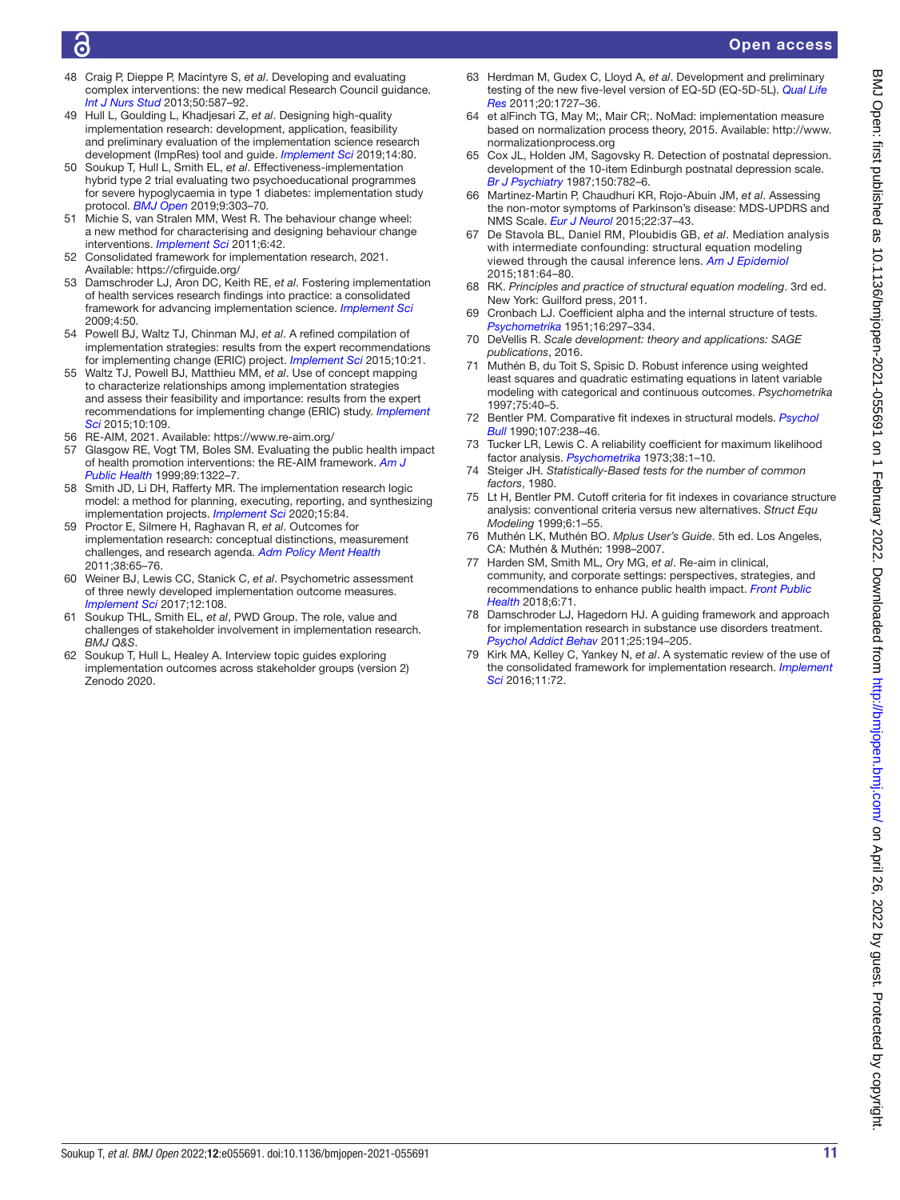48 Craig P, Dieppe P, Macintyre S, *et al*. Developing and evaluating complex interventions: the new medical Research Council guidance. *Int J Nurs Stud* 2013;50:587–92.
49 Hull L, Goulding L, Khadjesari Z, *et al*. Designing high-quality implementation research: development, application, feasibility and preliminary evaluation of the implementation science research development (ImpRes) tool and guide. *Implement Sci* 2019;14:80.
50 Soukup T, Hull L, Smith EL, *et al*. Effectiveness-implementation hybrid type 2 trial evaluating two psychoeducational programmes for severe hypoglycaemia in type 1 diabetes: implementation study protocol. *BMJ Open* 2019;9:303–70.
51 Michie S, van Stralen MM, West R. The behaviour change wheel: a new method for characterising and designing behaviour change interventions. *Implement Sci* 2011;6:42.
52 Consolidated framework for implementation research, 2021. Available: https://cfirguide.org/
53 Damschroder LJ, Aron DC, Keith RE, *et al*. Fostering implementation of health services research findings into practice: a consolidated framework for advancing implementation science. *Implement Sci* 2009;4:50.
54 Powell BJ, Waltz TJ, Chinman MJ, *et al*. A refined compilation of implementation strategies: results from the expert recommendations for implementing change (ERIC) project. *Implement Sci* 2015;10:21.
55 Waltz TJ, Powell BJ, Matthieu MM, *et al*. Use of concept mapping to characterize relationships among implementation strategies and assess their feasibility and importance: results from the expert recommendations for implementing change (ERIC) study. *Implement Sci* 2015;10:109.
56 RE-AIM, 2021. Available: https://www.re-aim.org/
57 Glasgow RE, Vogt TM, Boles SM. Evaluating the public health impact of health promotion interventions: the RE-AIM framework. *Am J Public Health* 1999;89:1322–7.
58 Smith JD, Li DH, Rafferty MR. The implementation research logic model: a method for planning, executing, reporting, and synthesizing implementation projects. *Implement Sci* 2020;15:84.
59 Proctor E, Silmere H, Raghavan R, *et al*. Outcomes for implementation research: conceptual distinctions, measurement challenges, and research agenda. *Adm Policy Ment Health* 2011;38:65–76.
60 Weiner BJ, Lewis CC, Stanick C, *et al*. Psychometric assessment of three newly developed implementation outcome measures. *Implement Sci* 2017;12:108.
61 Soukup THL, Smith EL, *et al*, PWD Group. The role, value and challenges of stakeholder involvement in implementation research. *BMJ Q&S*.
62 Soukup T, Hull L, Healey A. Interview topic guides exploring implementation outcomes across stakeholder groups (version 2) Zenodo 2020.
63 Herdman M, Gudex C, Lloyd A, *et al*. Development and preliminary testing of the new five-level version of EQ-5D (EQ-5D-5L). *Qual Life Res* 2011;20:1727–36.
64 et alFinch TG, May M;, Mair CR;. NoMad: implementation measure based on normalization process theory, 2015. Available: http://www.normalizationprocess.org
65 Cox JL, Holden JM, Sagovsky R. Detection of postnatal depression. development of the 10-item Edinburgh postnatal depression scale. *Br J Psychiatry* 1987;150:782–6.
66 Martinez-Martin P, Chaudhuri KR, Rojo-Abuin JM, *et al*. Assessing the non-motor symptoms of Parkinson's disease: MDS-UPDRS and NMS Scale. *Eur J Neurol* 2015;22:37–43.
67 De Stavola BL, Daniel RM, Ploubidis GB, *et al*. Mediation analysis with intermediate confounding: structural equation modeling viewed through the causal inference lens. *Am J Epidemiol* 2015;181:64–80.
68 RK. *Principles and practice of structural equation modeling*. 3rd ed. New York: Guilford press, 2011.
69 Cronbach LJ. Coefficient alpha and the internal structure of tests. *Psychometrika* 1951;16:297–334.
70 DeVellis R. *Scale development: theory and applications: SAGE publications*, 2016.
71 Muthén B, du Toit S, Spisic D. Robust inference using weighted least squares and quadratic estimating equations in latent variable modeling with categorical and continuous outcomes. *Psychometrika* 1997;75:40–5.
72 Bentler PM. Comparative fit indexes in structural models. *Psychol Bull* 1990;107:238–46.
73 Tucker LR, Lewis C. A reliability coefficient for maximum likelihood factor analysis. *Psychometrika* 1973;38:1–10.
74 Steiger JH. *Statistically-Based tests for the number of common factors*, 1980.
75 Lt H, Bentler PM. Cutoff criteria for fit indexes in covariance structure analysis: conventional criteria versus new alternatives. *Struct Equ Modeling* 1999;6:1–55.
76 Muthén LK, Muthén BO. *Mplus User's Guide*. 5th ed. Los Angeles, CA: Muthén & Muthén: 1998–2007.
77 Harden SM, Smith ML, Ory MG, *et al*. Re-aim in clinical, community, and corporate settings: perspectives, strategies, and recommendations to enhance public health impact. *Front Public Health* 2018;6:71.
78 Damschroder LJ, Hagedorn HJ. A guiding framework and approach for implementation research in substance use disorders treatment. *Psychol Addict Behav* 2011;25:194–205.
79 Kirk MA, Kelley C, Yankey N, *et al*. A systematic review of the use of the consolidated framework for implementation research. *Implement Sci* 2016;11:72.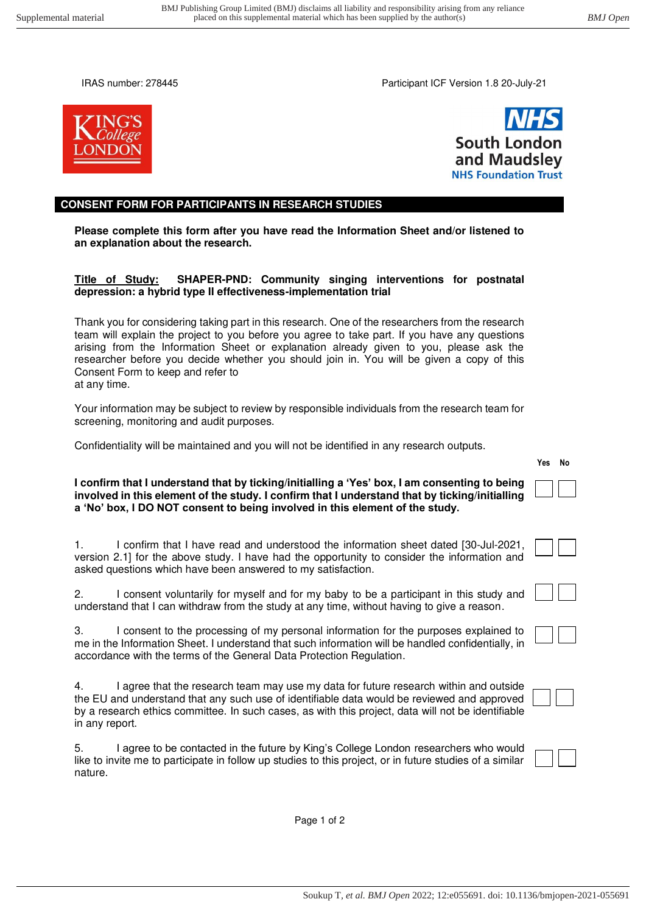IRAS number: 278445

Participant ICF Version 1.8 20-July-21

## CONSENT FORM FOR PARTICIPANTS IN RESEARCH STUDIES

**Please complete this form after you have read the Information Sheet and/or listened to an explanation about the research.**

**Title of Study: SHAPER-PND: Community singing interventions for postnatal depression: a hybrid type II effectiveness-implementation trial**

Thank you for considering taking part in this research. One of the researchers from the research team will explain the project to you before you agree to take part. If you have any questions arising from the Information Sheet or explanation already given to you, please ask the researcher before you decide whether you should join in. You will be given a copy of this Consent Form to keep and refer to
at any time.

Your information may be subject to review by responsible individuals from the research team for screening, monitoring and audit purposes.

Confidentiality will be maintained and you will not be identified in any research outputs.

| | Yes | No |
|---|---|---|
| **I confirm that I understand that by ticking/initialling a 'Yes' box, I am consenting to being involved in this element of the study. I confirm that I understand that by ticking/initialling a 'No' box, I DO NOT consent to being involved in this element of the study.** | ☐ | ☐ |
| 1. I confirm that I have read and understood the information sheet dated [30-Jul-2021, version 2.1] for the above study. I have had the opportunity to consider the information and asked questions which have been answered to my satisfaction. | ☐ | ☐ |
| 2. I consent voluntarily for myself and for my baby to be a participant in this study and understand that I can withdraw from the study at any time, without having to give a reason. | ☐ | ☐ |
| 3. I consent to the processing of my personal information for the purposes explained to me in the Information Sheet. I understand that such information will be handled confidentially, in accordance with the terms of the General Data Protection Regulation. | ☐ | ☐ |
| 4. I agree that the research team may use my data for future research within and outside the EU and understand that any such use of identifiable data would be reviewed and approved by a research ethics committee. In such cases, as with this project, data will not be identifiable in any report. | ☐ | ☐ |
| 5. I agree to be contacted in the future by King's College London researchers who would like to invite me to participate in follow up studies to this project, or in future studies of a similar nature. | ☐ | ☐ |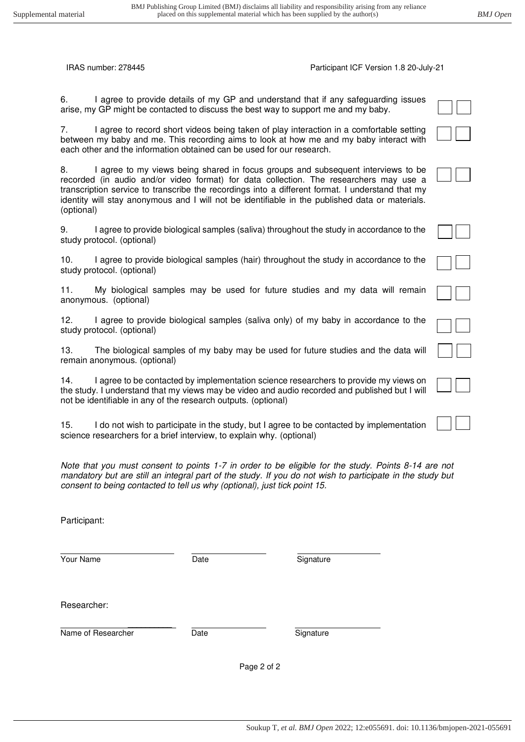IRAS number: 278445 Participant ICF Version 1.8 20-July-21

6. I agree to provide details of my GP and understand that if any safeguarding issues arise, my GP might be contacted to discuss the best way to support me and my baby.

7. I agree to record short videos being taken of play interaction in a comfortable setting between my baby and me. This recording aims to look at how me and my baby interact with each other and the information obtained can be used for our research.

8. I agree to my views being shared in focus groups and subsequent interviews to be recorded (in audio and/or video format) for data collection. The researchers may use a transcription service to transcribe the recordings into a different format. I understand that my identity will stay anonymous and I will not be identifiable in the published data or materials. (optional)

9. I agree to provide biological samples (saliva) throughout the study in accordance to the study protocol. (optional)

10. I agree to provide biological samples (hair) throughout the study in accordance to the study protocol. (optional)

11. My biological samples may be used for future studies and my data will remain anonymous. (optional)

12. I agree to provide biological samples (saliva only) of my baby in accordance to the study protocol. (optional)

13. The biological samples of my baby may be used for future studies and the data will remain anonymous. (optional)

14. I agree to be contacted by implementation science researchers to provide my views on the study. I understand that my views may be video and audio recorded and published but I will not be identifiable in any of the research outputs. (optional)

15. I do not wish to participate in the study, but I agree to be contacted by implementation science researchers for a brief interview, to explain why. (optional)

*Note that you must consent to points 1-7 in order to be eligible for the study. Points 8-14 are not mandatory but are still an integral part of the study. If you do not wish to participate in the study but consent to being contacted to tell us why (optional), just tick point 15.*

Participant:

| Your Name | Date | Signature |
|---|---|---|
| | | |

Researcher:

| Name of Researcher | Date | Signature |
|---|---|---|
| | | |